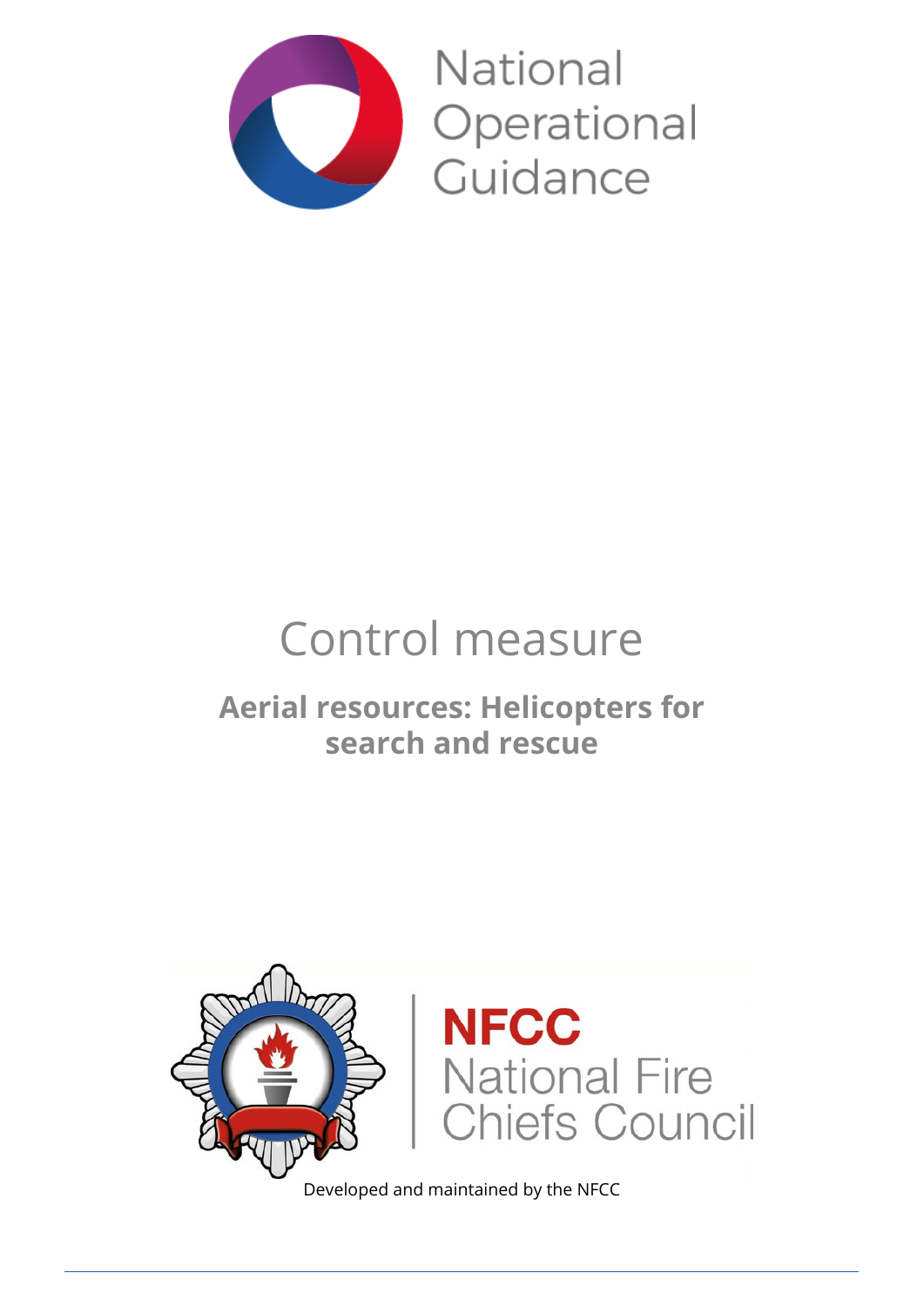National Operational Guidance

# Control measure

## Aerial resources: Helicopters for search and rescue

NFCC National Fire Chiefs Council

Developed and maintained by the NFCC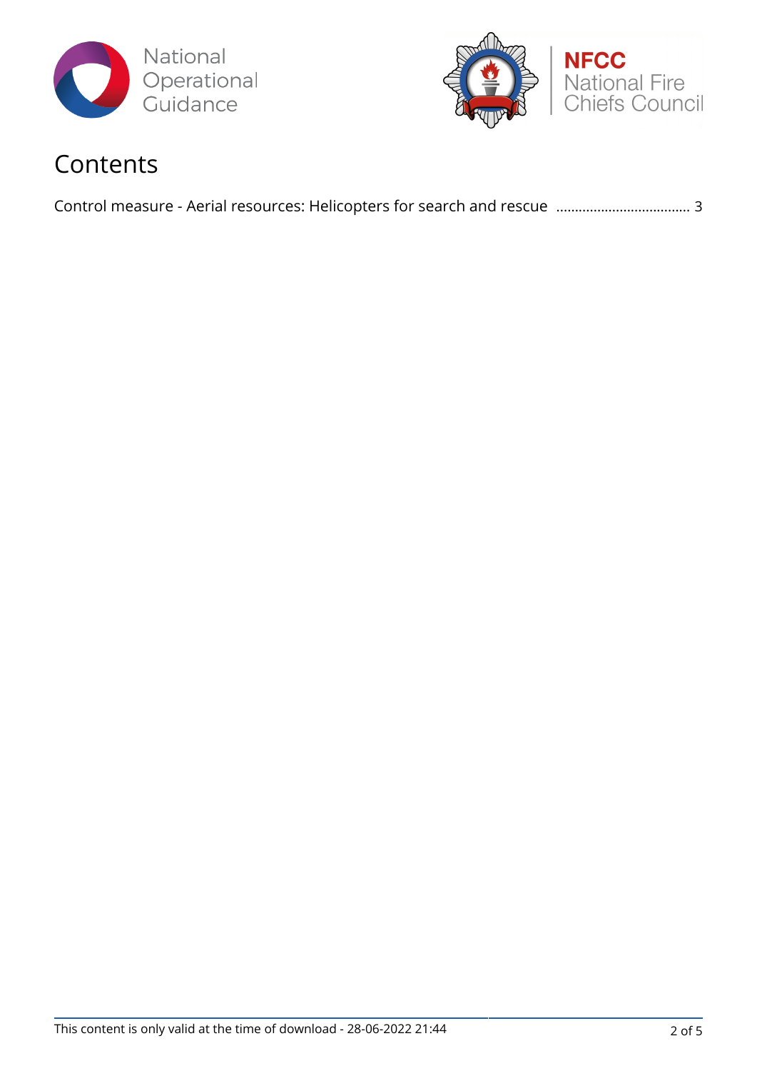# Contents

Control measure - Aerial resources: Helicopters for search and rescue .................................. 3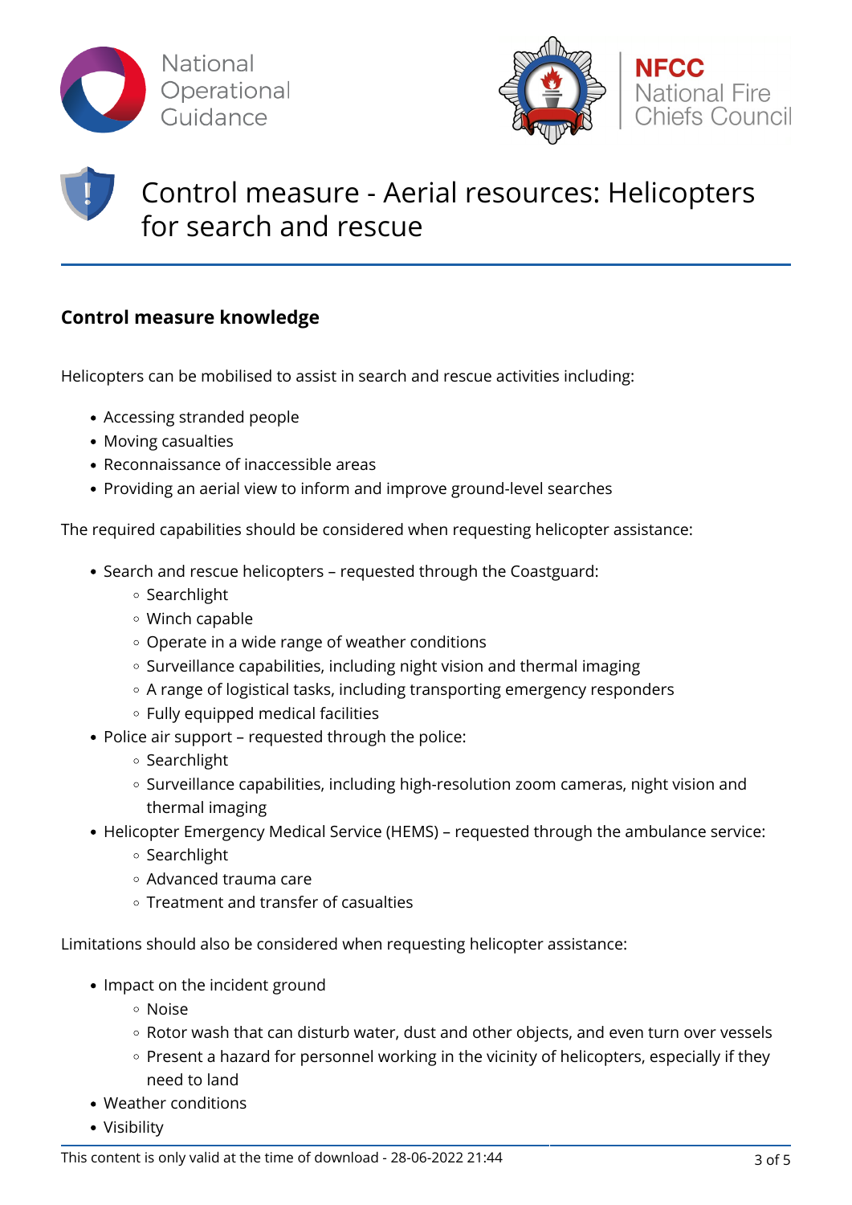# Control measure - Aerial resources: Helicopters for search and rescue

## Control measure knowledge

Helicopters can be mobilised to assist in search and rescue activities including:

- Accessing stranded people
- Moving casualties
- Reconnaissance of inaccessible areas
- Providing an aerial view to inform and improve ground-level searches

The required capabilities should be considered when requesting helicopter assistance:

- Search and rescue helicopters – requested through the Coastguard:
  - Searchlight
  - Winch capable
  - Operate in a wide range of weather conditions
  - Surveillance capabilities, including night vision and thermal imaging
  - A range of logistical tasks, including transporting emergency responders
  - Fully equipped medical facilities
- Police air support – requested through the police:
  - Searchlight
  - Surveillance capabilities, including high-resolution zoom cameras, night vision and thermal imaging
- Helicopter Emergency Medical Service (HEMS) – requested through the ambulance service:
  - Searchlight
  - Advanced trauma care
  - Treatment and transfer of casualties

Limitations should also be considered when requesting helicopter assistance:

- Impact on the incident ground
  - Noise
  - Rotor wash that can disturb water, dust and other objects, and even turn over vessels
  - Present a hazard for personnel working in the vicinity of helicopters, especially if they need to land
- Weather conditions
- Visibility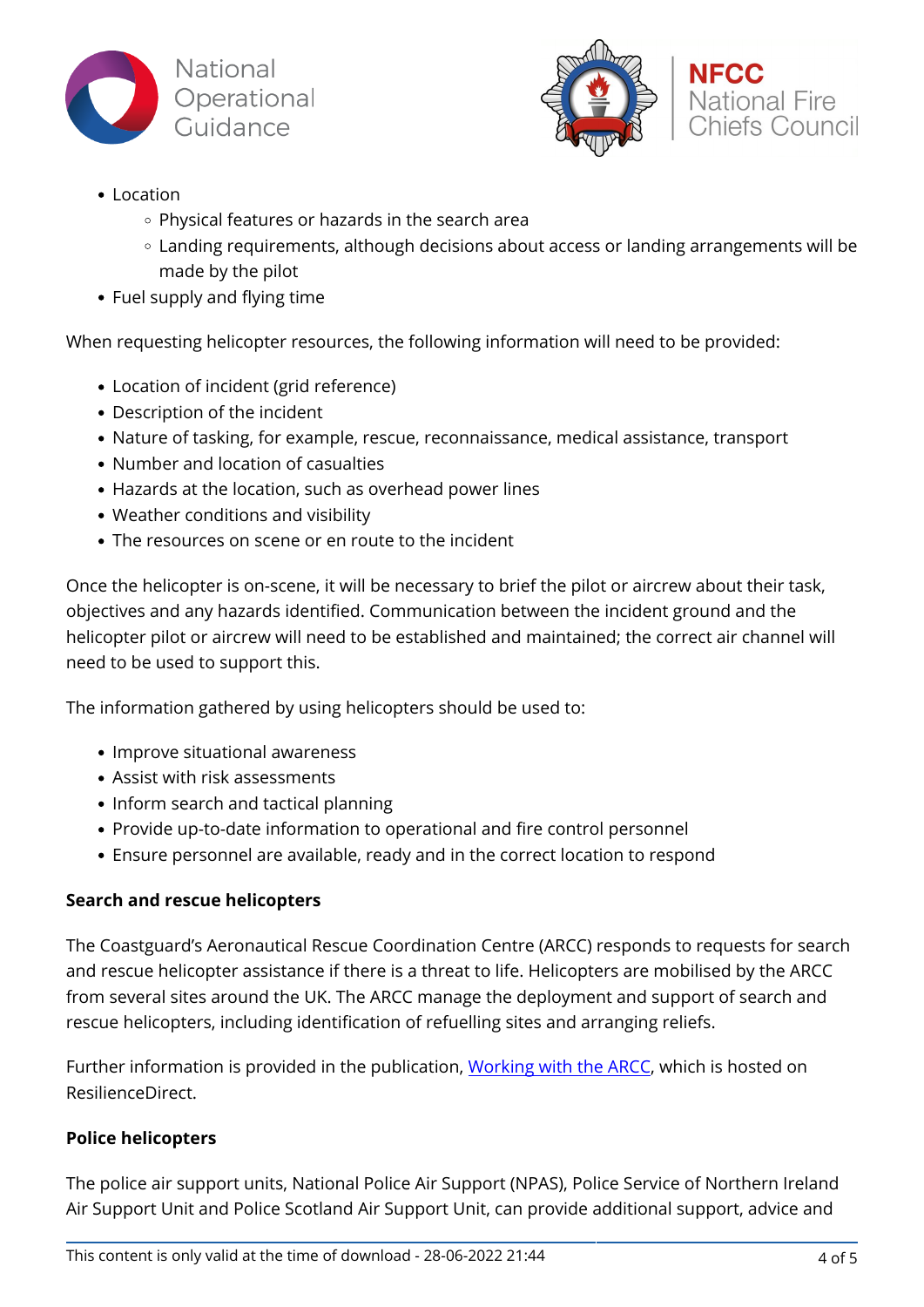- Location
    - Physical features or hazards in the search area
    - Landing requirements, although decisions about access or landing arrangements will be made by the pilot
- Fuel supply and flying time

When requesting helicopter resources, the following information will need to be provided:

- Location of incident (grid reference)
- Description of the incident
- Nature of tasking, for example, rescue, reconnaissance, medical assistance, transport
- Number and location of casualties
- Hazards at the location, such as overhead power lines
- Weather conditions and visibility
- The resources on scene or en route to the incident

Once the helicopter is on-scene, it will be necessary to brief the pilot or aircrew about their task, objectives and any hazards identified. Communication between the incident ground and the helicopter pilot or aircrew will need to be established and maintained; the correct air channel will need to be used to support this.

The information gathered by using helicopters should be used to:

- Improve situational awareness
- Assist with risk assessments
- Inform search and tactical planning
- Provide up-to-date information to operational and fire control personnel
- Ensure personnel are available, ready and in the correct location to respond

**Search and rescue helicopters**

The Coastguard's Aeronautical Rescue Coordination Centre (ARCC) responds to requests for search and rescue helicopter assistance if there is a threat to life. Helicopters are mobilised by the ARCC from several sites around the UK. The ARCC manage the deployment and support of search and rescue helicopters, including identification of refuelling sites and arranging reliefs.

Further information is provided in the publication, Working with the ARCC, which is hosted on ResilienceDirect.

**Police helicopters**

The police air support units, National Police Air Support (NPAS), Police Service of Northern Ireland Air Support Unit and Police Scotland Air Support Unit, can provide additional support, advice and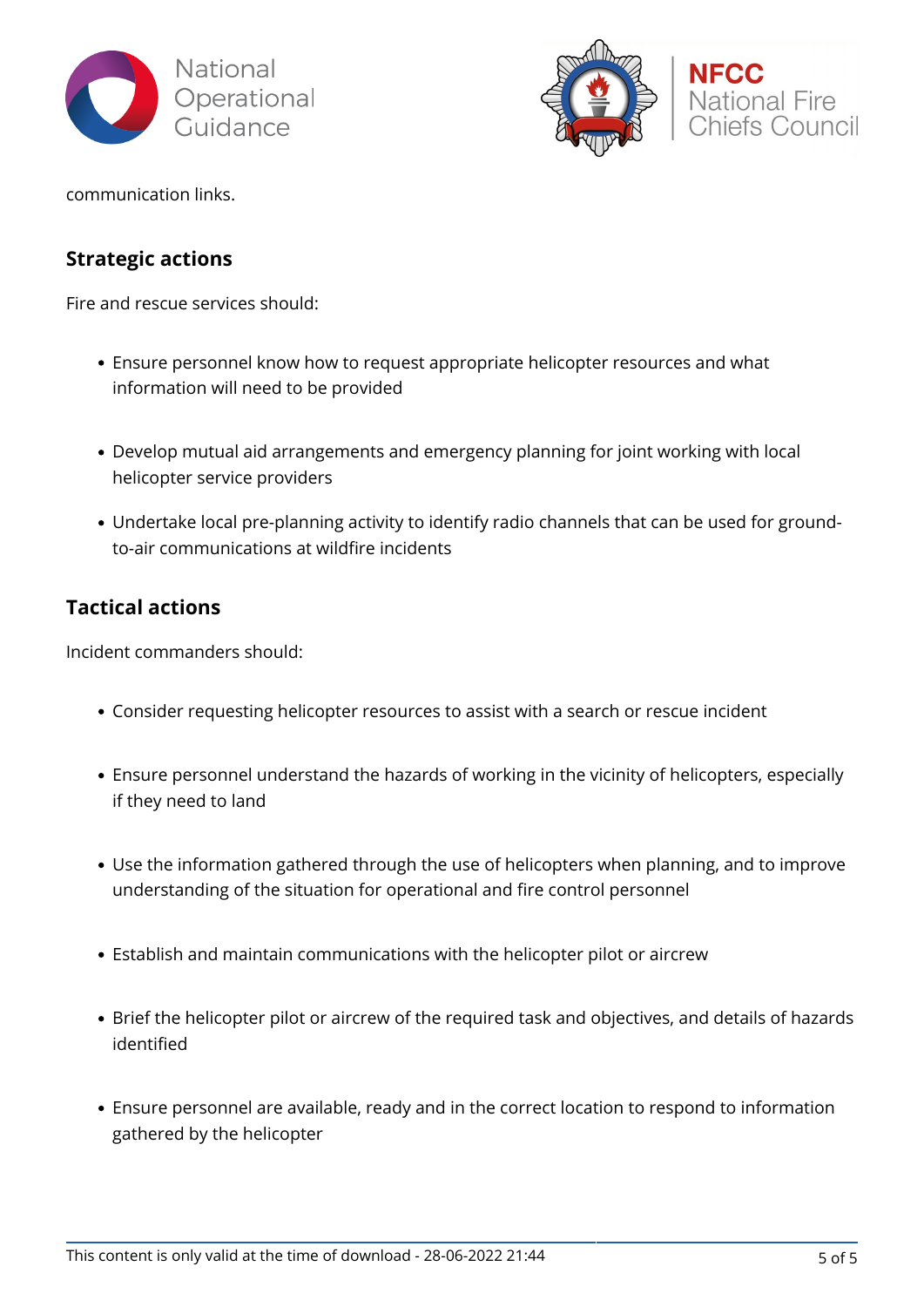communication links.

## Strategic actions

Fire and rescue services should:

- Ensure personnel know how to request appropriate helicopter resources and what information will need to be provided
- Develop mutual aid arrangements and emergency planning for joint working with local helicopter service providers
- Undertake local pre-planning activity to identify radio channels that can be used for ground-to-air communications at wildfire incidents

## Tactical actions

Incident commanders should:

- Consider requesting helicopter resources to assist with a search or rescue incident
- Ensure personnel understand the hazards of working in the vicinity of helicopters, especially if they need to land
- Use the information gathered through the use of helicopters when planning, and to improve understanding of the situation for operational and fire control personnel
- Establish and maintain communications with the helicopter pilot or aircrew
- Brief the helicopter pilot or aircrew of the required task and objectives, and details of hazards identified
- Ensure personnel are available, ready and in the correct location to respond to information gathered by the helicopter